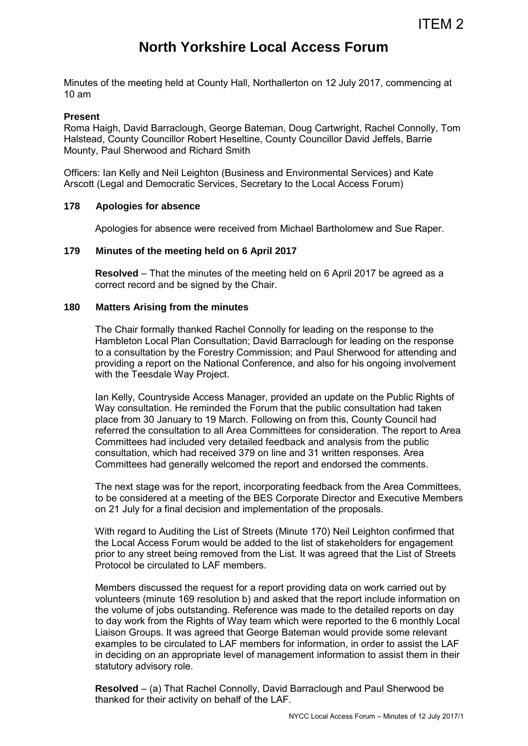ITEM 2

# North Yorkshire Local Access Forum

Minutes of the meeting held at County Hall, Northallerton on 12 July 2017, commencing at 10 am

**Present**

Roma Haigh, David Barraclough, George Bateman, Doug Cartwright, Rachel Connolly, Tom Halstead, County Councillor Robert Heseltine, County Councillor David Jeffels, Barrie Mounty, Paul Sherwood and Richard Smith

Officers: Ian Kelly and Neil Leighton (Business and Environmental Services) and Kate Arscott (Legal and Democratic Services, Secretary to the Local Access Forum)

### 178 Apologies for absence

Apologies for absence were received from Michael Bartholomew and Sue Raper.

### 179 Minutes of the meeting held on 6 April 2017

**Resolved** – That the minutes of the meeting held on 6 April 2017 be agreed as a correct record and be signed by the Chair.

### 180 Matters Arising from the minutes

The Chair formally thanked Rachel Connolly for leading on the response to the Hambleton Local Plan Consultation; David Barraclough for leading on the response to a consultation by the Forestry Commission; and Paul Sherwood for attending and providing a report on the National Conference, and also for his ongoing involvement with the Teesdale Way Project.

Ian Kelly, Countryside Access Manager, provided an update on the Public Rights of Way consultation. He reminded the Forum that the public consultation had taken place from 30 January to 19 March. Following on from this, County Council had referred the consultation to all Area Committees for consideration. The report to Area Committees had included very detailed feedback and analysis from the public consultation, which had received 379 on line and 31 written responses. Area Committees had generally welcomed the report and endorsed the comments.

The next stage was for the report, incorporating feedback from the Area Committees, to be considered at a meeting of the BES Corporate Director and Executive Members on 21 July for a final decision and implementation of the proposals.

With regard to Auditing the List of Streets (Minute 170) Neil Leighton confirmed that the Local Access Forum would be added to the list of stakeholders for engagement prior to any street being removed from the List. It was agreed that the List of Streets Protocol be circulated to LAF members.

Members discussed the request for a report providing data on work carried out by volunteers (minute 169 resolution b) and asked that the report include information on the volume of jobs outstanding. Reference was made to the detailed reports on day to day work from the Rights of Way team which were reported to the 6 monthly Local Liaison Groups. It was agreed that George Bateman would provide some relevant examples to be circulated to LAF members for information, in order to assist the LAF in deciding on an appropriate level of management information to assist them in their statutory advisory role.

**Resolved** – (a) That Rachel Connolly, David Barraclough and Paul Sherwood be thanked for their activity on behalf of the LAF.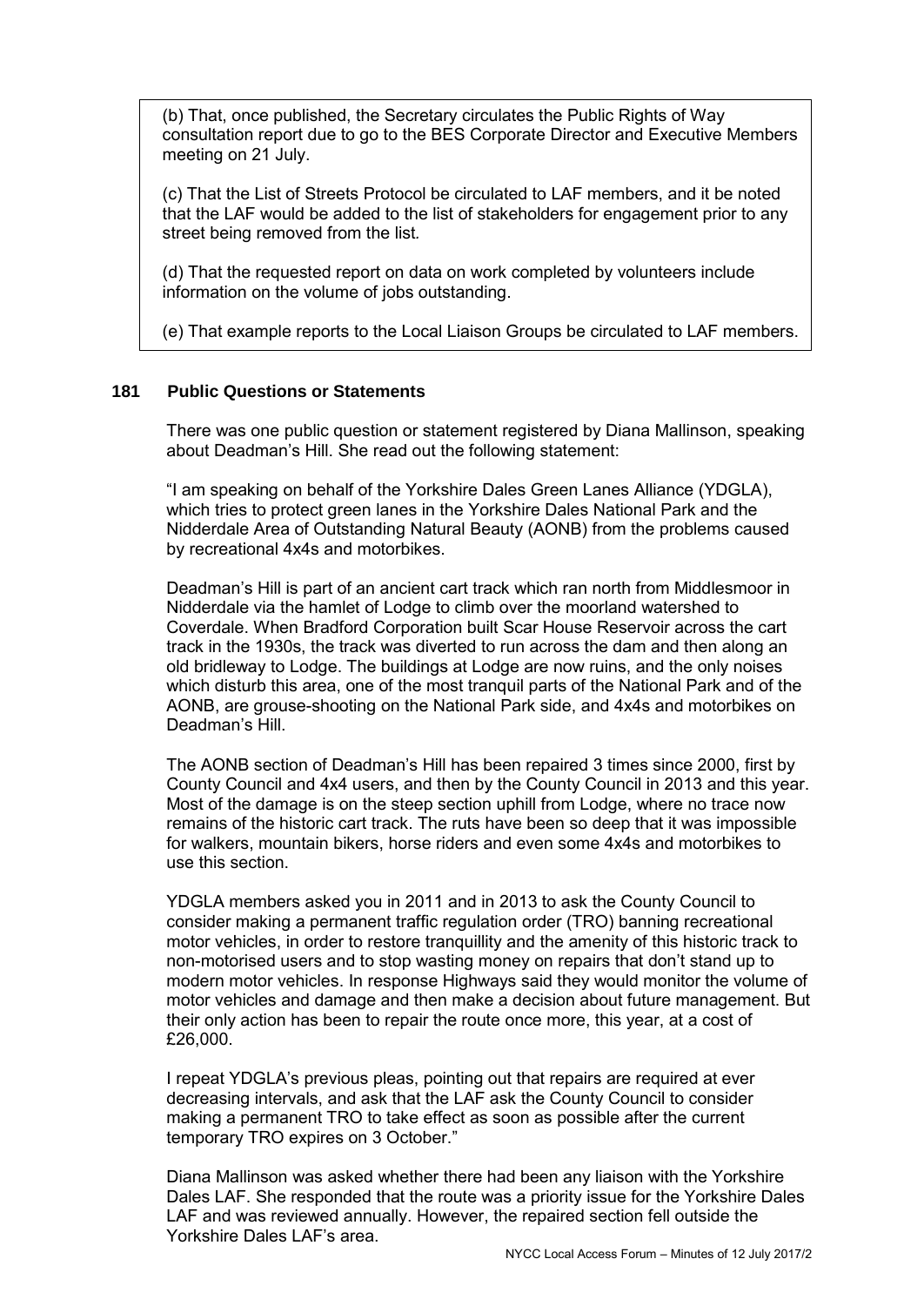(b) That, once published, the Secretary circulates the Public Rights of Way consultation report due to go to the BES Corporate Director and Executive Members meeting on 21 July.

(c) That the List of Streets Protocol be circulated to LAF members, and it be noted that the LAF would be added to the list of stakeholders for engagement prior to any street being removed from the list.

(d) That the requested report on data on work completed by volunteers include information on the volume of jobs outstanding.

(e) That example reports to the Local Liaison Groups be circulated to LAF members.

**181 Public Questions or Statements**

There was one public question or statement registered by Diana Mallinson, speaking about Deadman's Hill. She read out the following statement:

"I am speaking on behalf of the Yorkshire Dales Green Lanes Alliance (YDGLA), which tries to protect green lanes in the Yorkshire Dales National Park and the Nidderdale Area of Outstanding Natural Beauty (AONB) from the problems caused by recreational 4x4s and motorbikes.

Deadman's Hill is part of an ancient cart track which ran north from Middlesmoor in Nidderdale via the hamlet of Lodge to climb over the moorland watershed to Coverdale. When Bradford Corporation built Scar House Reservoir across the cart track in the 1930s, the track was diverted to run across the dam and then along an old bridleway to Lodge. The buildings at Lodge are now ruins, and the only noises which disturb this area, one of the most tranquil parts of the National Park and of the AONB, are grouse-shooting on the National Park side, and 4x4s and motorbikes on Deadman's Hill.

The AONB section of Deadman's Hill has been repaired 3 times since 2000, first by County Council and 4x4 users, and then by the County Council in 2013 and this year. Most of the damage is on the steep section uphill from Lodge, where no trace now remains of the historic cart track. The ruts have been so deep that it was impossible for walkers, mountain bikers, horse riders and even some 4x4s and motorbikes to use this section.

YDGLA members asked you in 2011 and in 2013 to ask the County Council to consider making a permanent traffic regulation order (TRO) banning recreational motor vehicles, in order to restore tranquillity and the amenity of this historic track to non-motorised users and to stop wasting money on repairs that don't stand up to modern motor vehicles. In response Highways said they would monitor the volume of motor vehicles and damage and then make a decision about future management. But their only action has been to repair the route once more, this year, at a cost of £26,000.

I repeat YDGLA's previous pleas, pointing out that repairs are required at ever decreasing intervals, and ask that the LAF ask the County Council to consider making a permanent TRO to take effect as soon as possible after the current temporary TRO expires on 3 October."

Diana Mallinson was asked whether there had been any liaison with the Yorkshire Dales LAF. She responded that the route was a priority issue for the Yorkshire Dales LAF and was reviewed annually. However, the repaired section fell outside the Yorkshire Dales LAF's area.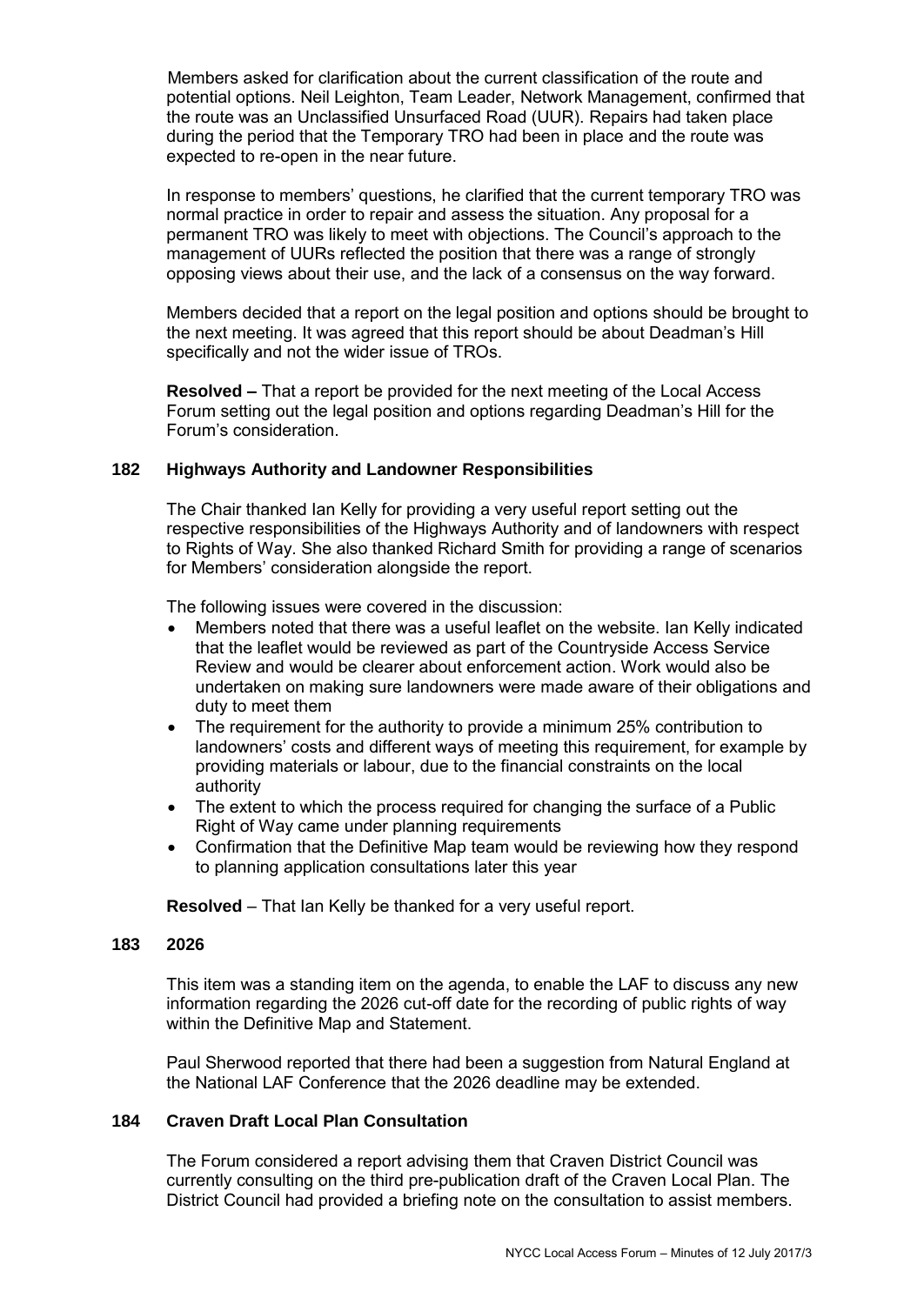Members asked for clarification about the current classification of the route and potential options. Neil Leighton, Team Leader, Network Management, confirmed that the route was an Unclassified Unsurfaced Road (UUR). Repairs had taken place during the period that the Temporary TRO had been in place and the route was expected to re-open in the near future.

In response to members' questions, he clarified that the current temporary TRO was normal practice in order to repair and assess the situation. Any proposal for a permanent TRO was likely to meet with objections. The Council's approach to the management of UURs reflected the position that there was a range of strongly opposing views about their use, and the lack of a consensus on the way forward.

Members decided that a report on the legal position and options should be brought to the next meeting. It was agreed that this report should be about Deadman's Hill specifically and not the wider issue of TROs.

**Resolved –** That a report be provided for the next meeting of the Local Access Forum setting out the legal position and options regarding Deadman's Hill for the Forum's consideration.

## 182 Highways Authority and Landowner Responsibilities

The Chair thanked Ian Kelly for providing a very useful report setting out the respective responsibilities of the Highways Authority and of landowners with respect to Rights of Way. She also thanked Richard Smith for providing a range of scenarios for Members' consideration alongside the report.

The following issues were covered in the discussion:

- Members noted that there was a useful leaflet on the website. Ian Kelly indicated that the leaflet would be reviewed as part of the Countryside Access Service Review and would be clearer about enforcement action. Work would also be undertaken on making sure landowners were made aware of their obligations and duty to meet them
- The requirement for the authority to provide a minimum 25% contribution to landowners' costs and different ways of meeting this requirement, for example by providing materials or labour, due to the financial constraints on the local authority
- The extent to which the process required for changing the surface of a Public Right of Way came under planning requirements
- Confirmation that the Definitive Map team would be reviewing how they respond to planning application consultations later this year

**Resolved** – That Ian Kelly be thanked for a very useful report.

## 183 2026

This item was a standing item on the agenda, to enable the LAF to discuss any new information regarding the 2026 cut-off date for the recording of public rights of way within the Definitive Map and Statement.

Paul Sherwood reported that there had been a suggestion from Natural England at the National LAF Conference that the 2026 deadline may be extended.

## 184 Craven Draft Local Plan Consultation

The Forum considered a report advising them that Craven District Council was currently consulting on the third pre-publication draft of the Craven Local Plan. The District Council had provided a briefing note on the consultation to assist members.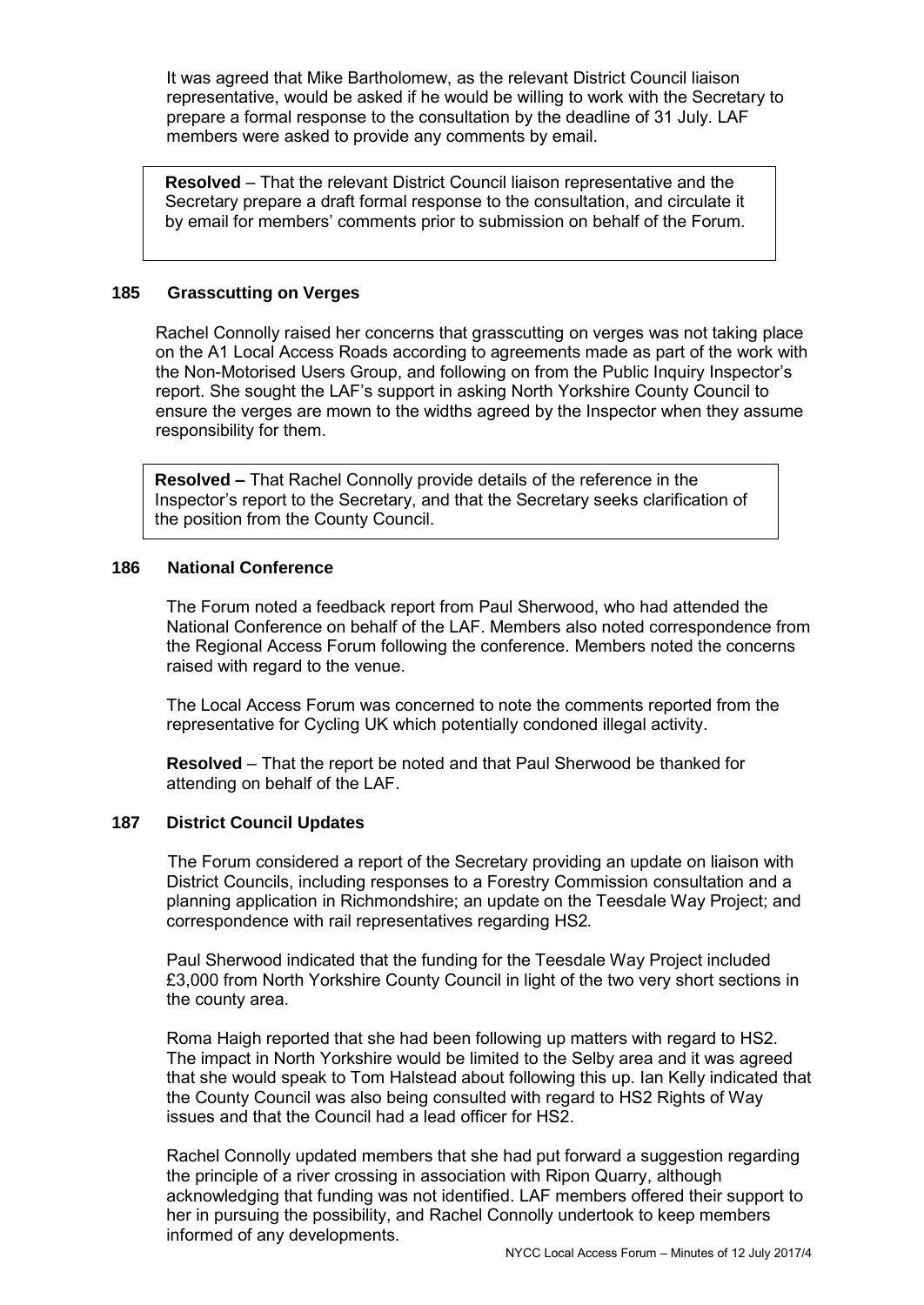It was agreed that Mike Bartholomew, as the relevant District Council liaison representative, would be asked if he would be willing to work with the Secretary to prepare a formal response to the consultation by the deadline of 31 July. LAF members were asked to provide any comments by email.

**Resolved** – That the relevant District Council liaison representative and the Secretary prepare a draft formal response to the consultation, and circulate it by email for members' comments prior to submission on behalf of the Forum.

## 185 Grasscutting on Verges

Rachel Connolly raised her concerns that grasscutting on verges was not taking place on the A1 Local Access Roads according to agreements made as part of the work with the Non-Motorised Users Group, and following on from the Public Inquiry Inspector's report. She sought the LAF's support in asking North Yorkshire County Council to ensure the verges are mown to the widths agreed by the Inspector when they assume responsibility for them.

**Resolved –** That Rachel Connolly provide details of the reference in the Inspector's report to the Secretary, and that the Secretary seeks clarification of the position from the County Council.

## 186 National Conference

The Forum noted a feedback report from Paul Sherwood, who had attended the National Conference on behalf of the LAF. Members also noted correspondence from the Regional Access Forum following the conference. Members noted the concerns raised with regard to the venue.

The Local Access Forum was concerned to note the comments reported from the representative for Cycling UK which potentially condoned illegal activity.

**Resolved** – That the report be noted and that Paul Sherwood be thanked for attending on behalf of the LAF.

## 187 District Council Updates

The Forum considered a report of the Secretary providing an update on liaison with District Councils, including responses to a Forestry Commission consultation and a planning application in Richmondshire; an update on the Teesdale Way Project; and correspondence with rail representatives regarding HS2.

Paul Sherwood indicated that the funding for the Teesdale Way Project included £3,000 from North Yorkshire County Council in light of the two very short sections in the county area.

Roma Haigh reported that she had been following up matters with regard to HS2. The impact in North Yorkshire would be limited to the Selby area and it was agreed that she would speak to Tom Halstead about following this up. Ian Kelly indicated that the County Council was also being consulted with regard to HS2 Rights of Way issues and that the Council had a lead officer for HS2.

Rachel Connolly updated members that she had put forward a suggestion regarding the principle of a river crossing in association with Ripon Quarry, although acknowledging that funding was not identified. LAF members offered their support to her in pursuing the possibility, and Rachel Connolly undertook to keep members informed of any developments.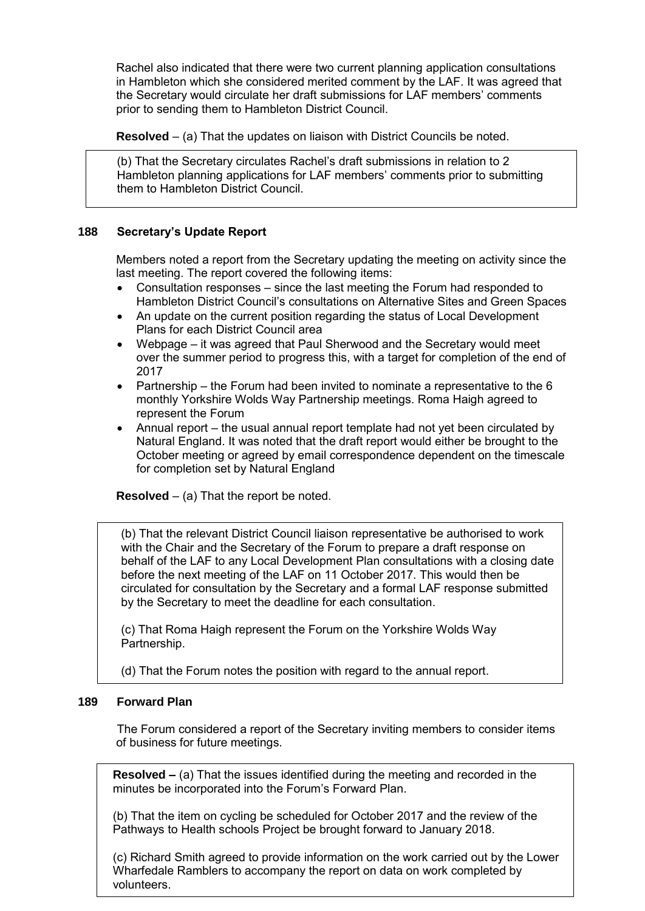Rachel also indicated that there were two current planning application consultations in Hambleton which she considered merited comment by the LAF. It was agreed that the Secretary would circulate her draft submissions for LAF members' comments prior to sending them to Hambleton District Council.

**Resolved** – (a) That the updates on liaison with District Councils be noted.

(b) That the Secretary circulates Rachel's draft submissions in relation to 2 Hambleton planning applications for LAF members' comments prior to submitting them to Hambleton District Council.

### 188 Secretary's Update Report

Members noted a report from the Secretary updating the meeting on activity since the last meeting. The report covered the following items:

- Consultation responses – since the last meeting the Forum had responded to Hambleton District Council's consultations on Alternative Sites and Green Spaces
- An update on the current position regarding the status of Local Development Plans for each District Council area
- Webpage – it was agreed that Paul Sherwood and the Secretary would meet over the summer period to progress this, with a target for completion of the end of 2017
- Partnership – the Forum had been invited to nominate a representative to the 6 monthly Yorkshire Wolds Way Partnership meetings. Roma Haigh agreed to represent the Forum
- Annual report – the usual annual report template had not yet been circulated by Natural England. It was noted that the draft report would either be brought to the October meeting or agreed by email correspondence dependent on the timescale for completion set by Natural England

**Resolved** – (a) That the report be noted.

(b) That the relevant District Council liaison representative be authorised to work with the Chair and the Secretary of the Forum to prepare a draft response on behalf of the LAF to any Local Development Plan consultations with a closing date before the next meeting of the LAF on 11 October 2017. This would then be circulated for consultation by the Secretary and a formal LAF response submitted by the Secretary to meet the deadline for each consultation.

(c) That Roma Haigh represent the Forum on the Yorkshire Wolds Way Partnership.

(d) That the Forum notes the position with regard to the annual report.

### 189 Forward Plan

The Forum considered a report of the Secretary inviting members to consider items of business for future meetings.

**Resolved –** (a) That the issues identified during the meeting and recorded in the minutes be incorporated into the Forum's Forward Plan.

(b) That the item on cycling be scheduled for October 2017 and the review of the Pathways to Health schools Project be brought forward to January 2018.

(c) Richard Smith agreed to provide information on the work carried out by the Lower Wharfedale Ramblers to accompany the report on data on work completed by volunteers.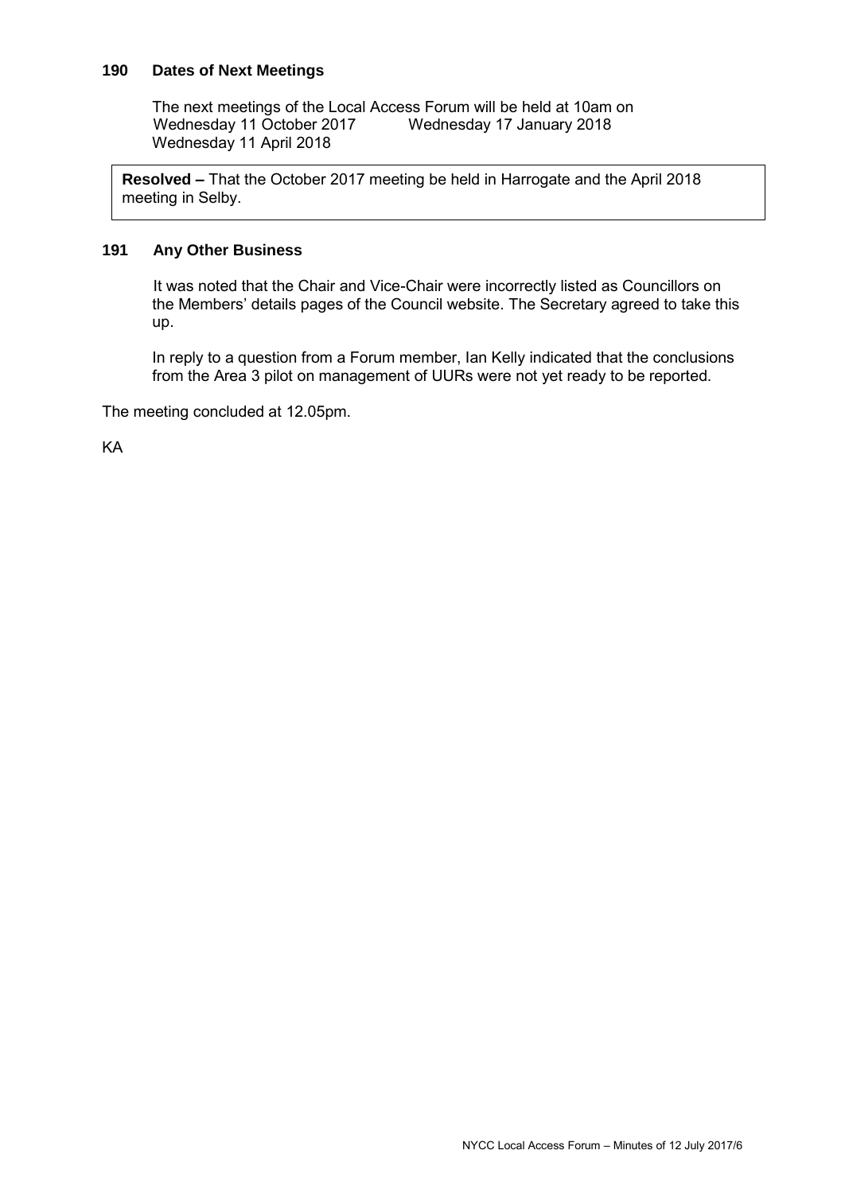### 190 Dates of Next Meetings

The next meetings of the Local Access Forum will be held at 10am on
Wednesday 11 October 2017 Wednesday 17 January 2018
Wednesday 11 April 2018

**Resolved –** That the October 2017 meeting be held in Harrogate and the April 2018 meeting in Selby.

### 191 Any Other Business

It was noted that the Chair and Vice-Chair were incorrectly listed as Councillors on the Members' details pages of the Council website. The Secretary agreed to take this up.

In reply to a question from a Forum member, Ian Kelly indicated that the conclusions from the Area 3 pilot on management of UURs were not yet ready to be reported.

The meeting concluded at 12.05pm.

KA